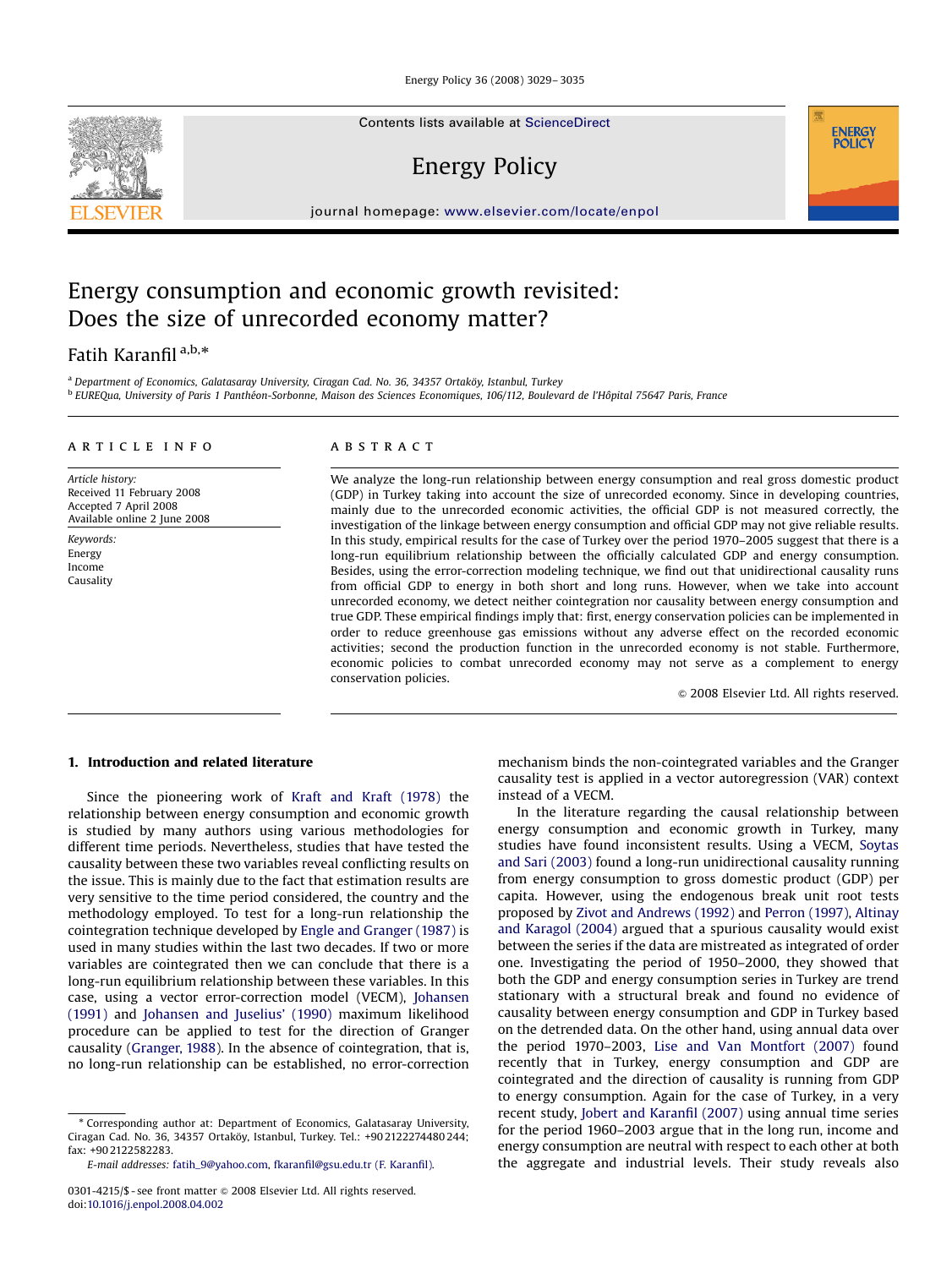# Energy consumption and economic growth revisited: Does the size of unrecorded economy matter?

Fatih Karanfil [a,b,*]

[a] Department of Economics, Galatasaray University, Ciragan Cad. No. 36, 34357 Ortaköy, Istanbul, Turkey
[b] EUREQua, University of Paris 1 Panthéon-Sorbonne, Maison des Sciences Economiques, 106/112, Boulevard de l'Hôpital 75647 Paris, France

## ARTICLE INFO

*Article history:*
Received 11 February 2008
Accepted 7 April 2008
Available online 2 June 2008

*Keywords:*
Energy
Income
Causality

## ABSTRACT

We analyze the long-run relationship between energy consumption and real gross domestic product (GDP) in Turkey taking into account the size of unrecorded economy. Since in developing countries, mainly due to the unrecorded economic activities, the official GDP is not measured correctly, the investigation of the linkage between energy consumption and official GDP may not give reliable results. In this study, empirical results for the case of Turkey over the period 1970–2005 suggest that there is a long-run equilibrium relationship between the officially calculated GDP and energy consumption. Besides, using the error-correction modeling technique, we find out that unidirectional causality runs from official GDP to energy in both short and long runs. However, when we take into account unrecorded economy, we detect neither cointegration nor causality between energy consumption and true GDP. These empirical findings imply that: first, energy conservation policies can be implemented in order to reduce greenhouse gas emissions without any adverse effect on the recorded economic activities; second the production function in the unrecorded economy is not stable. Furthermore, economic policies to combat unrecorded economy may not serve as a complement to energy conservation policies.

© 2008 Elsevier Ltd. All rights reserved.

## 1. Introduction and related literature

Since the pioneering work of Kraft and Kraft (1978) the relationship between energy consumption and economic growth is studied by many authors using various methodologies for different time periods. Nevertheless, studies that have tested the causality between these two variables reveal conflicting results on the issue. This is mainly due to the fact that estimation results are very sensitive to the time period considered, the country and the methodology employed. To test for a long-run relationship the cointegration technique developed by Engle and Granger (1987) is used in many studies within the last two decades. If two or more variables are cointegrated then we can conclude that there is a long-run equilibrium relationship between these variables. In this case, using a vector error-correction model (VECM), Johansen (1991) and Johansen and Juselius' (1990) maximum likelihood procedure can be applied to test for the direction of Granger causality (Granger, 1988). In the absence of cointegration, that is, no long-run relationship can be established, no error-correction mechanism binds the non-cointegrated variables and the Granger causality test is applied in a vector autoregression (VAR) context instead of a VECM.

In the literature regarding the causal relationship between energy consumption and economic growth in Turkey, many studies have found inconsistent results. Using a VECM, Soytas and Sari (2003) found a long-run unidirectional causality running from energy consumption to gross domestic product (GDP) per capita. However, using the endogenous break unit root tests proposed by Zivot and Andrews (1992) and Perron (1997), Altinay and Karagol (2004) argued that a spurious causality would exist between the series if the data are mistreated as integrated of order one. Investigating the period of 1950–2000, they showed that both the GDP and energy consumption series in Turkey are trend stationary with a structural break and found no evidence of causality between energy consumption and GDP in Turkey based on the detrended data. On the other hand, using annual data over the period 1970–2003, Lise and Van Montfort (2007) found recently that in Turkey, energy consumption and GDP are cointegrated and the direction of causality is running from GDP to energy consumption. Again for the case of Turkey, in a very recent study, Jobert and Karanfil (2007) using annual time series for the period 1960–2003 argue that in the long run, income and energy consumption are neutral with respect to each other at both the aggregate and industrial levels. Their study reveals also

\* Corresponding author at: Department of Economics, Galatasaray University, Ciragan Cad. No. 36, 34357 Ortaköy, Istanbul, Turkey. Tel.: +90 2122274480 244; fax: +90 2122582283.
E-mail addresses: fatih_9@yahoo.com, fkaranfil@gsu.edu.tr (F. Karanfil).

0301-4215/$ - see front matter © 2008 Elsevier Ltd. All rights reserved.
doi:10.1016/j.enpol.2008.04.002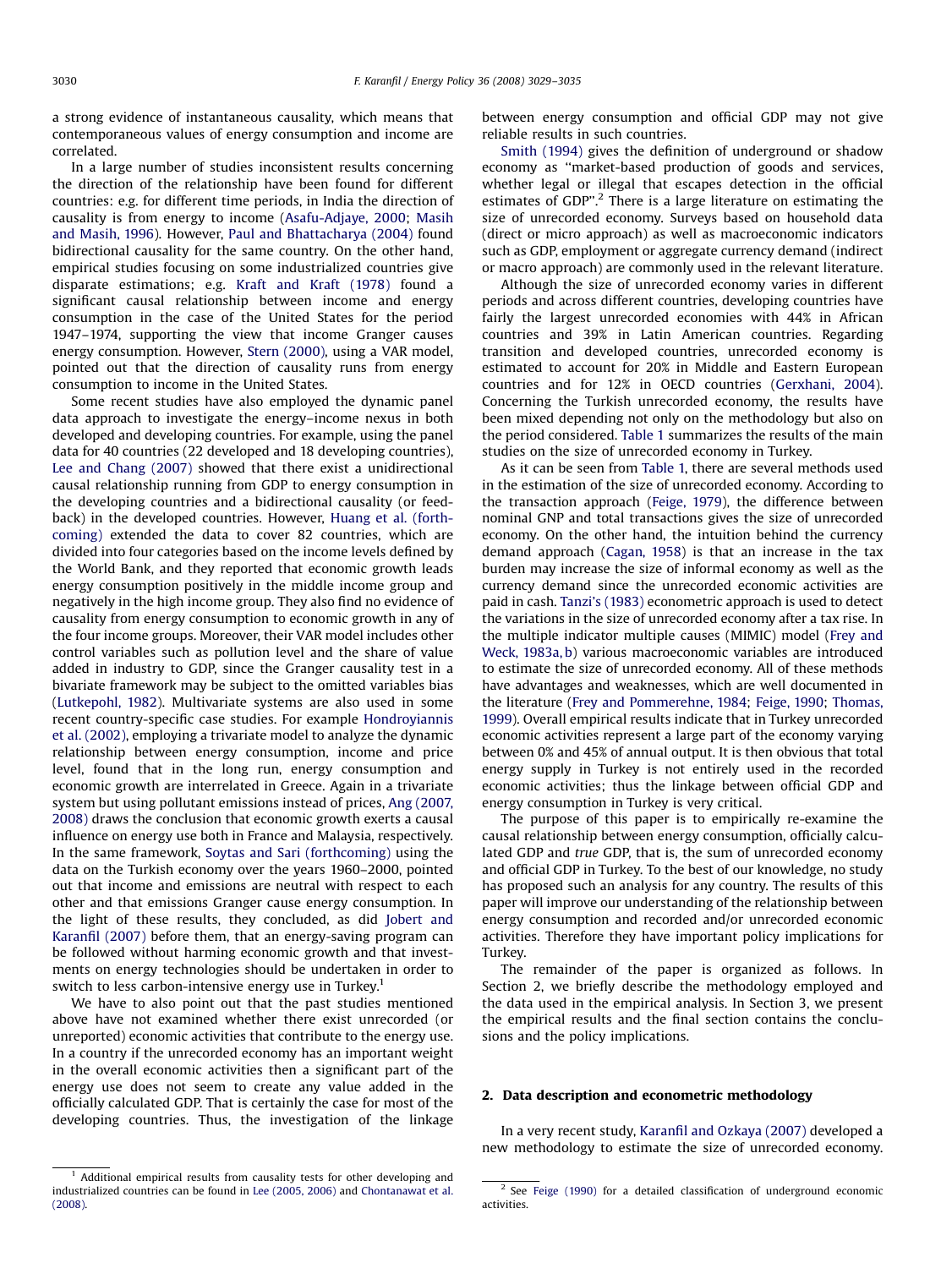a strong evidence of instantaneous causality, which means that contemporaneous values of energy consumption and income are correlated.

In a large number of studies inconsistent results concerning the direction of the relationship have been found for different countries: e.g. for different time periods, in India the direction of causality is from energy to income (Asafu-Adjaye, 2000; Masih and Masih, 1996). However, Paul and Bhattacharya (2004) found bidirectional causality for the same country. On the other hand, empirical studies focusing on some industrialized countries give disparate estimations; e.g. Kraft and Kraft (1978) found a significant causal relationship between income and energy consumption in the case of the United States for the period 1947–1974, supporting the view that income Granger causes energy consumption. However, Stern (2000), using a VAR model, pointed out that the direction of causality runs from energy consumption to income in the United States.

Some recent studies have also employed the dynamic panel data approach to investigate the energy–income nexus in both developed and developing countries. For example, using the panel data for 40 countries (22 developed and 18 developing countries), Lee and Chang (2007) showed that there exist a unidirectional causal relationship running from GDP to energy consumption in the developing countries and a bidirectional causality (or feedback) in the developed countries. However, Huang et al. (forthcoming) extended the data to cover 82 countries, which are divided into four categories based on the income levels defined by the World Bank, and they reported that economic growth leads energy consumption positively in the middle income group and negatively in the high income group. They also find no evidence of causality from energy consumption to economic growth in any of the four income groups. Moreover, their VAR model includes other control variables such as pollution level and the share of value added in industry to GDP, since the Granger causality test in a bivariate framework may be subject to the omitted variables bias (Lutkepohl, 1982). Multivariate systems are also used in some recent country-specific case studies. For example Hondroyiannis et al. (2002), employing a trivariate model to analyze the dynamic relationship between energy consumption, income and price level, found that in the long run, energy consumption and economic growth are interrelated in Greece. Again in a trivariate system but using pollutant emissions instead of prices, Ang (2007, 2008) draws the conclusion that economic growth exerts a causal influence on energy use both in France and Malaysia, respectively. In the same framework, Soytas and Sari (forthcoming) using the data on the Turkish economy over the years 1960–2000, pointed out that income and emissions are neutral with respect to each other and that emissions Granger cause energy consumption. In the light of these results, they concluded, as did Jobert and Karanfil (2007) before them, that an energy-saving program can be followed without harming economic growth and that investments on energy technologies should be undertaken in order to switch to less carbon-intensive energy use in Turkey.[1]

We have to also point out that the past studies mentioned above have not examined whether there exist unrecorded (or unreported) economic activities that contribute to the energy use. In a country if the unrecorded economy has an important weight in the overall economic activities then a significant part of the energy use does not seem to create any value added in the officially calculated GDP. That is certainly the case for most of the developing countries. Thus, the investigation of the linkage between energy consumption and official GDP may not give reliable results in such countries.

Smith (1994) gives the definition of underground or shadow economy as "market-based production of goods and services, whether legal or illegal that escapes detection in the official estimates of GDP".[2] There is a large literature on estimating the size of unrecorded economy. Surveys based on household data (direct or micro approach) as well as macroeconomic indicators such as GDP, employment or aggregate currency demand (indirect or macro approach) are commonly used in the relevant literature.

Although the size of unrecorded economy varies in different periods and across different countries, developing countries have fairly the largest unrecorded economies with 44% in African countries and 39% in Latin American countries. Regarding transition and developed countries, unrecorded economy is estimated to account for 20% in Middle and Eastern European countries and for 12% in OECD countries (Gerxhani, 2004). Concerning the Turkish unrecorded economy, the results have been mixed depending not only on the methodology but also on the period considered. Table 1 summarizes the results of the main studies on the size of unrecorded economy in Turkey.

As it can be seen from Table 1, there are several methods used in the estimation of the size of unrecorded economy. According to the transaction approach (Feige, 1979), the difference between nominal GNP and total transactions gives the size of unrecorded economy. On the other hand, the intuition behind the currency demand approach (Cagan, 1958) is that an increase in the tax burden may increase the size of informal economy as well as the currency demand since the unrecorded economic activities are paid in cash. Tanzi's (1983) econometric approach is used to detect the variations in the size of unrecorded economy after a tax rise. In the multiple indicator multiple causes (MIMIC) model (Frey and Weck, 1983a, b) various macroeconomic variables are introduced to estimate the size of unrecorded economy. All of these methods have advantages and weaknesses, which are well documented in the literature (Frey and Pommerehne, 1984; Feige, 1990; Thomas, 1999). Overall empirical results indicate that in Turkey unrecorded economic activities represent a large part of the economy varying between 0% and 45% of annual output. It is then obvious that total energy supply in Turkey is not entirely used in the recorded economic activities; thus the linkage between official GDP and energy consumption in Turkey is very critical.

The purpose of this paper is to empirically re-examine the causal relationship between energy consumption, officially calculated GDP and *true* GDP, that is, the sum of unrecorded economy and official GDP in Turkey. To the best of our knowledge, no study has proposed such an analysis for any country. The results of this paper will improve our understanding of the relationship between energy consumption and recorded and/or unrecorded economic activities. Therefore they have important policy implications for Turkey.

The remainder of the paper is organized as follows. In Section 2, we briefly describe the methodology employed and the data used in the empirical analysis. In Section 3, we present the empirical results and the final section contains the conclusions and the policy implications.

## 2. Data description and econometric methodology

In a very recent study, Karanfil and Ozkaya (2007) developed a new methodology to estimate the size of unrecorded economy.

---

[1] Additional empirical results from causality tests for other developing and industrialized countries can be found in Lee (2005, 2006) and Chontanawat et al. (2008).

[2] See Feige (1990) for a detailed classification of underground economic activities.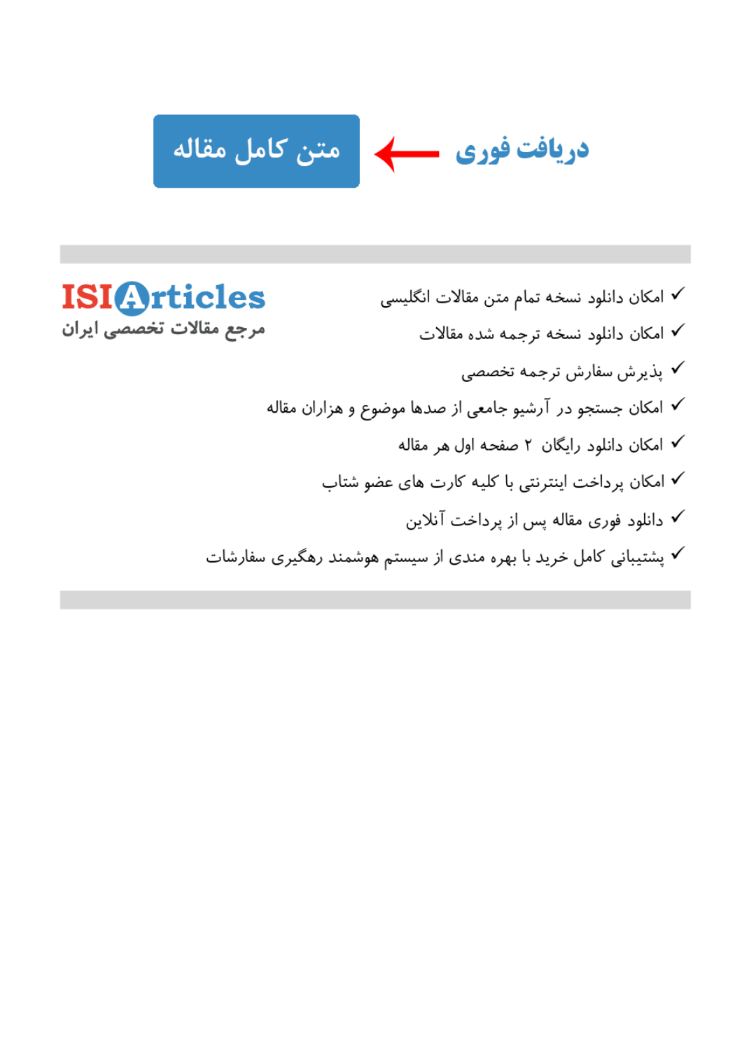دریافت فوری ← **متن کامل مقاله**

ISIArticles
مرجع مقالات تخصصی ایران

- ✓ امکان دانلود نسخه تمام متن مقالات انگلیسی
- ✓ امکان دانلود نسخه ترجمه شده مقالات
- ✓ پذیرش سفارش ترجمه تخصصی
- ✓ امکان جستجو در آرشیو جامعی از صدها موضوع و هزاران مقاله
- ✓ امکان دانلود رایگان ۲ صفحه اول هر مقاله
- ✓ امکان پرداخت اینترنتی با کلیه کارت های عضو شتاب
- ✓ دانلود فوری مقاله پس از پرداخت آنلاین
- ✓ پشتیبانی کامل خرید با بهره مندی از سیستم هوشمند رهگیری سفارشات